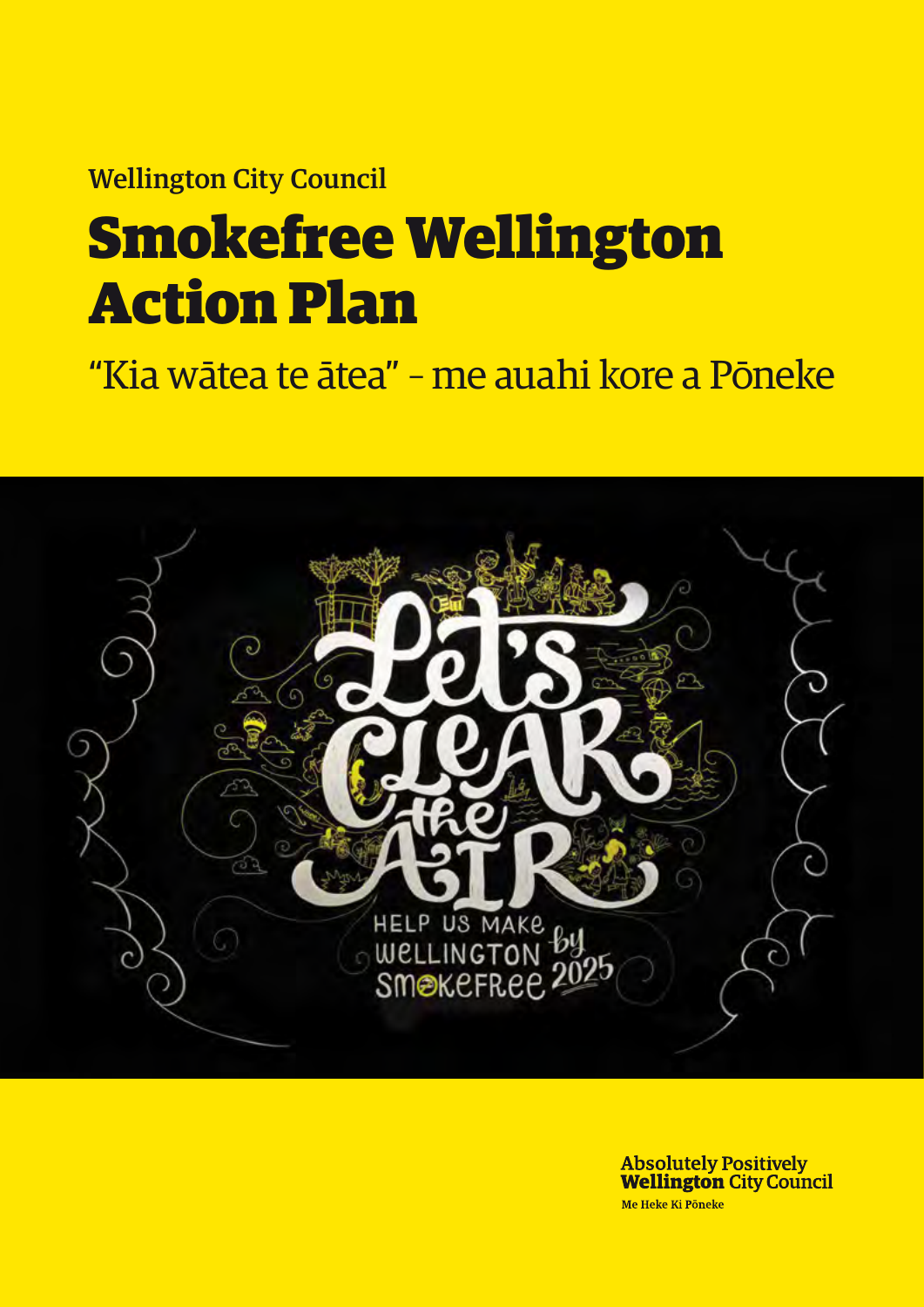Wellington City Council

# Smokefree Wellington Action Plan

"Kia wātea te ātea" – me auahi kore a Pōneke

Let's CLEAR the AIR

HELP US MAKE WELLINGTON SMOKEFREE by 2025

Absolutely Positively **Wellington** City Council

Me Heke Ki Pōneke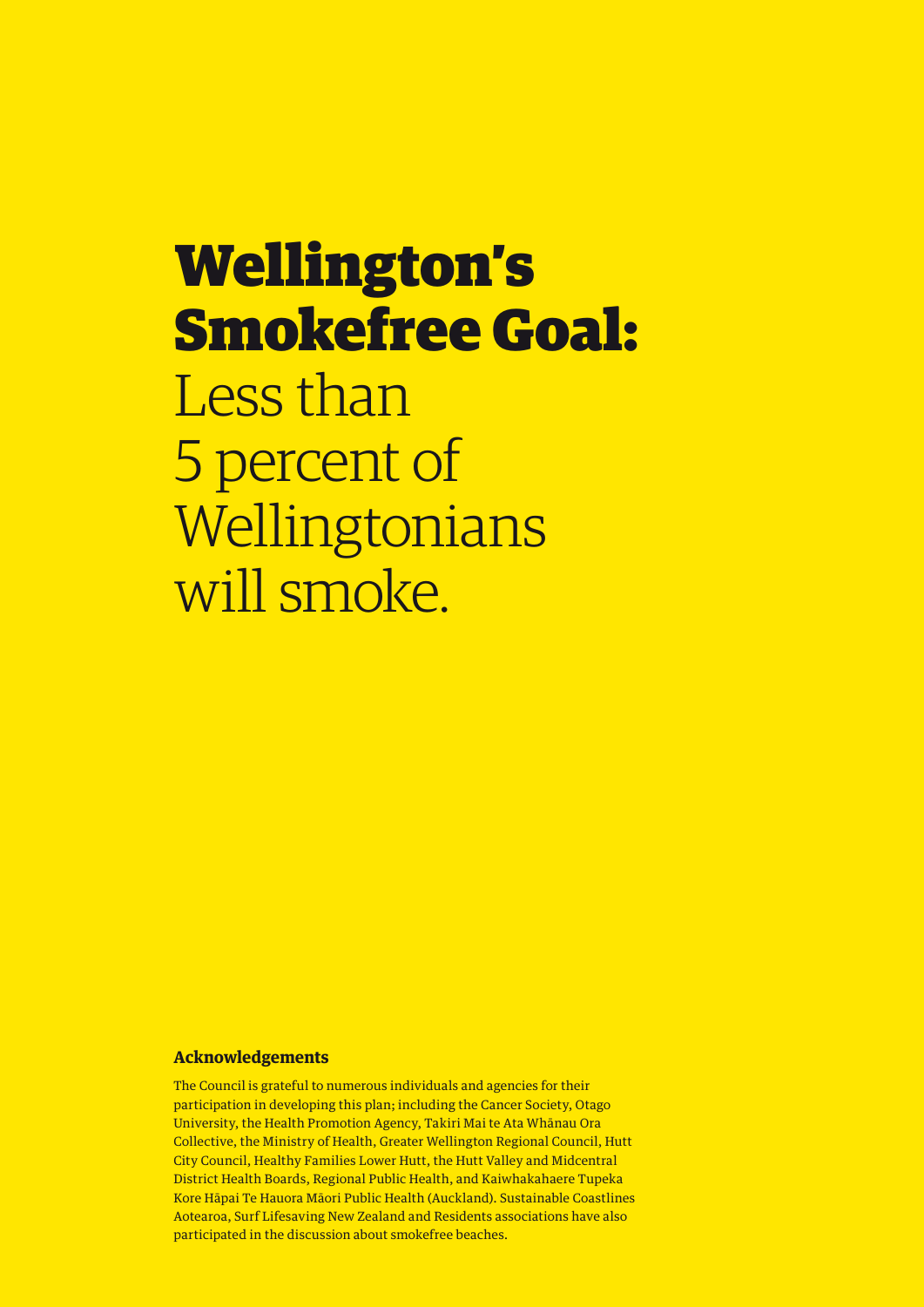# Wellington's Smokefree Goal:

Less than 5 percent of Wellingtonians will smoke.

**Acknowledgements**

The Council is grateful to numerous individuals and agencies for their participation in developing this plan; including the Cancer Society, Otago University, the Health Promotion Agency, Takiri Mai te Ata Whānau Ora Collective, the Ministry of Health, Greater Wellington Regional Council, Hutt City Council, Healthy Families Lower Hutt, the Hutt Valley and Midcentral District Health Boards, Regional Public Health, and Kaiwhakahaere Tupeka Kore Hāpai Te Hauora Māori Public Health (Auckland). Sustainable Coastlines Aotearoa, Surf Lifesaving New Zealand and Residents associations have also participated in the discussion about smokefree beaches.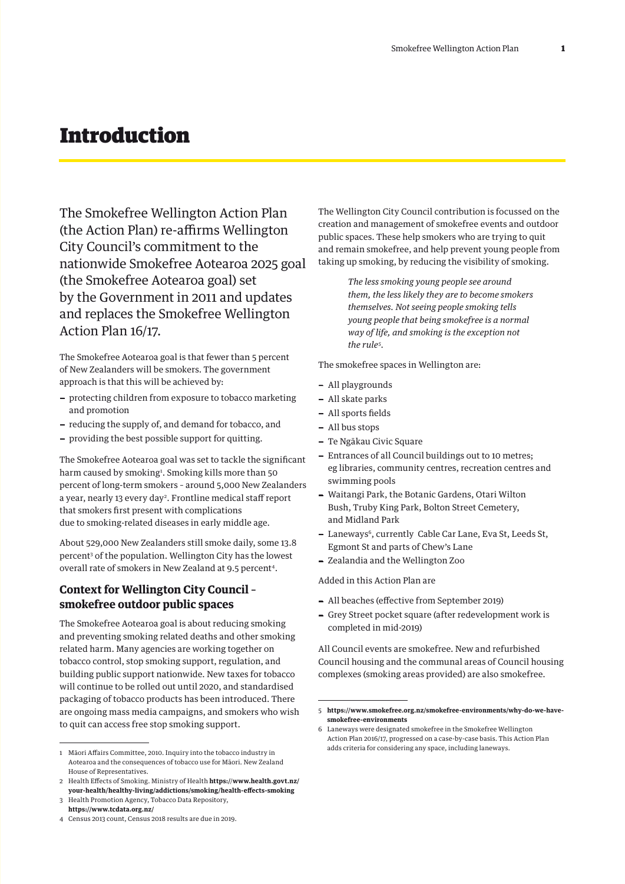# Introduction

The Smokefree Wellington Action Plan (the Action Plan) re-affirms Wellington City Council's commitment to the nationwide Smokefree Aotearoa 2025 goal (the Smokefree Aotearoa goal) set by the Government in 2011 and updates and replaces the Smokefree Wellington Action Plan 16/17.

The Smokefree Aotearoa goal is that fewer than 5 percent of New Zealanders will be smokers. The government approach is that this will be achieved by:

- protecting children from exposure to tobacco marketing and promotion
- reducing the supply of, and demand for tobacco, and
- providing the best possible support for quitting.

The Smokefree Aotearoa goal was set to tackle the significant harm caused by smoking[1]. Smoking kills more than 50 percent of long-term smokers – around 5,000 New Zealanders a year, nearly 13 every day[2]. Frontline medical staff report that smokers first present with complications due to smoking-related diseases in early middle age.

About 529,000 New Zealanders still smoke daily, some 13.8 percent[3] of the population. Wellington City has the lowest overall rate of smokers in New Zealand at 9.5 percent[4].

## Context for Wellington City Council – smokefree outdoor public spaces

The Smokefree Aotearoa goal is about reducing smoking and preventing smoking related deaths and other smoking related harm. Many agencies are working together on tobacco control, stop smoking support, regulation, and building public support nationwide. New taxes for tobacco will continue to be rolled out until 2020, and standardised packaging of tobacco products has been introduced. There are ongoing mass media campaigns, and smokers who wish to quit can access free stop smoking support.

The Wellington City Council contribution is focussed on the creation and management of smokefree events and outdoor public spaces. These help smokers who are trying to quit and remain smokefree, and help prevent young people from taking up smoking, by reducing the visibility of smoking.

> *The less smoking young people see around them, the less likely they are to become smokers themselves. Not seeing people smoking tells young people that being smokefree is a normal way of life, and smoking is the exception not the rule*[5]*.*

The smokefree spaces in Wellington are:

- All playgrounds
- All skate parks
- All sports fields
- All bus stops
- Te Ngākau Civic Square
- Entrances of all Council buildings out to 10 metres; eg libraries, community centres, recreation centres and swimming pools
- Waitangi Park, the Botanic Gardens, Otari Wilton Bush, Truby King Park, Bolton Street Cemetery, and Midland Park
- Laneways[6], currently Cable Car Lane, Eva St, Leeds St, Egmont St and parts of Chew's Lane
- Zealandia and the Wellington Zoo

Added in this Action Plan are

- All beaches (effective from September 2019)
- Grey Street pocket square (after redevelopment work is completed in mid-2019)

All Council events are smokefree. New and refurbished Council housing and the communal areas of Council housing complexes (smoking areas provided) are also smokefree.

---

1 Māori Affairs Committee, 2010. Inquiry into the tobacco industry in Aotearoa and the consequences of tobacco use for Māori. New Zealand House of Representatives.

2 Health Effects of Smoking. Ministry of Health **https://www.health.govt.nz/your-health/healthy-living/addictions/smoking/health-effects-smoking**

3 Health Promotion Agency, Tobacco Data Repository, **https://www.tcdata.org.nz/**

4 Census 2013 count, Census 2018 results are due in 2019.

5 **https://www.smokefree.org.nz/smokefree-environments/why-do-we-have-smokefree-environments**

6 Laneways were designated smokefree in the Smokefree Wellington Action Plan 2016/17, progressed on a case-by-case basis. This Action Plan adds criteria for considering any space, including laneways.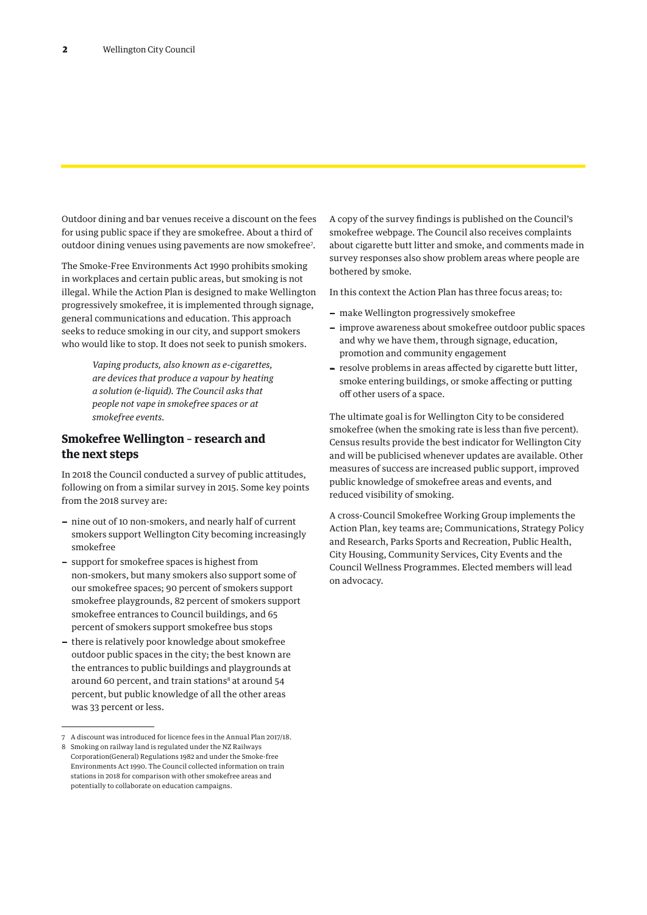Outdoor dining and bar venues receive a discount on the fees for using public space if they are smokefree. About a third of outdoor dining venues using pavements are now smokefree[7].

The Smoke-Free Environments Act 1990 prohibits smoking in workplaces and certain public areas, but smoking is not illegal. While the Action Plan is designed to make Wellington progressively smokefree, it is implemented through signage, general communications and education. This approach seeks to reduce smoking in our city, and support smokers who would like to stop. It does not seek to punish smokers.

> *Vaping products, also known as e-cigarettes, are devices that produce a vapour by heating a solution (e-liquid). The Council asks that people not vape in smokefree spaces or at smokefree events.*

## Smokefree Wellington – research and the next steps

In 2018 the Council conducted a survey of public attitudes, following on from a similar survey in 2015. Some key points from the 2018 survey are:

- nine out of 10 non-smokers, and nearly half of current smokers support Wellington City becoming increasingly smokefree
- support for smokefree spaces is highest from non-smokers, but many smokers also support some of our smokefree spaces; 90 percent of smokers support smokefree playgrounds, 82 percent of smokers support smokefree entrances to Council buildings, and 65 percent of smokers support smokefree bus stops
- there is relatively poor knowledge about smokefree outdoor public spaces in the city; the best known are the entrances to public buildings and playgrounds at around 60 percent, and train stations[8] at around 54 percent, but public knowledge of all the other areas was 33 percent or less.

A copy of the survey findings is published on the Council's smokefree webpage. The Council also receives complaints about cigarette butt litter and smoke, and comments made in survey responses also show problem areas where people are bothered by smoke.

In this context the Action Plan has three focus areas; to:

- make Wellington progressively smokefree
- improve awareness about smokefree outdoor public spaces and why we have them, through signage, education, promotion and community engagement
- resolve problems in areas affected by cigarette butt litter, smoke entering buildings, or smoke affecting or putting off other users of a space.

The ultimate goal is for Wellington City to be considered smokefree (when the smoking rate is less than five percent). Census results provide the best indicator for Wellington City and will be publicised whenever updates are available. Other measures of success are increased public support, improved public knowledge of smokefree areas and events, and reduced visibility of smoking.

A cross-Council Smokefree Working Group implements the Action Plan, key teams are; Communications, Strategy Policy and Research, Parks Sports and Recreation, Public Health, City Housing, Community Services, City Events and the Council Wellness Programmes. Elected members will lead on advocacy.

---

7 A discount was introduced for licence fees in the Annual Plan 2017/18.

8 Smoking on railway land is regulated under the NZ Railways Corporation(General) Regulations 1982 and under the Smoke-free Environments Act 1990. The Council collected information on train stations in 2018 for comparison with other smokefree areas and potentially to collaborate on education campaigns.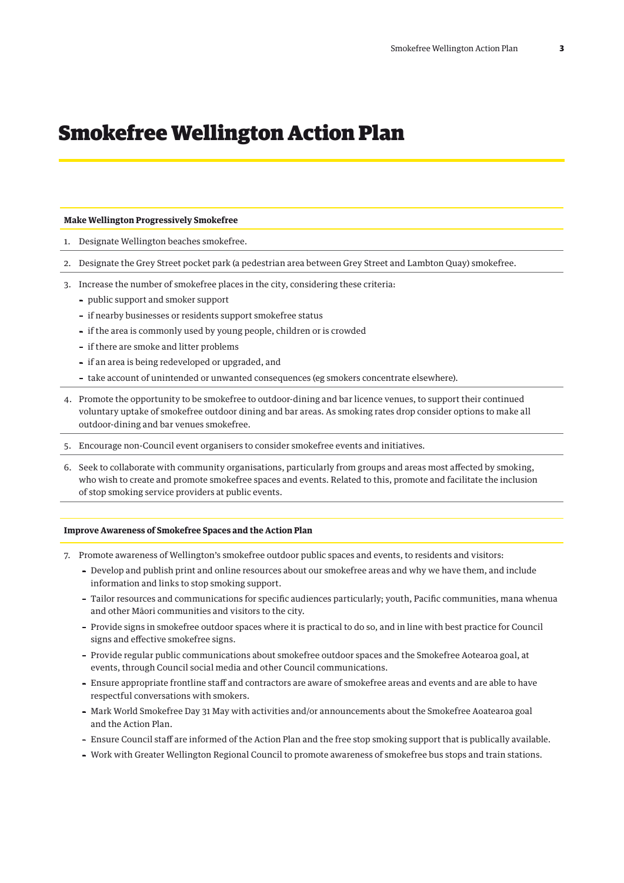# Smokefree Wellington Action Plan

**Make Wellington Progressively Smokefree**

1. Designate Wellington beaches smokefree.
2. Designate the Grey Street pocket park (a pedestrian area between Grey Street and Lambton Quay) smokefree.
3. Increase the number of smokefree places in the city, considering these criteria:
   - public support and smoker support
   - if nearby businesses or residents support smokefree status
   - if the area is commonly used by young people, children or is crowded
   - if there are smoke and litter problems
   - if an area is being redeveloped or upgraded, and
   - take account of unintended or unwanted consequences (eg smokers concentrate elsewhere).
4. Promote the opportunity to be smokefree to outdoor-dining and bar licence venues, to support their continued voluntary uptake of smokefree outdoor dining and bar areas. As smoking rates drop consider options to make all outdoor-dining and bar venues smokefree.
5. Encourage non-Council event organisers to consider smokefree events and initiatives.
6. Seek to collaborate with community organisations, particularly from groups and areas most affected by smoking, who wish to create and promote smokefree spaces and events. Related to this, promote and facilitate the inclusion of stop smoking service providers at public events.

**Improve Awareness of Smokefree Spaces and the Action Plan**

7. Promote awareness of Wellington's smokefree outdoor public spaces and events, to residents and visitors:
   - Develop and publish print and online resources about our smokefree areas and why we have them, and include information and links to stop smoking support.
   - Tailor resources and communications for specific audiences particularly; youth, Pacific communities, mana whenua and other Māori communities and visitors to the city.
   - Provide signs in smokefree outdoor spaces where it is practical to do so, and in line with best practice for Council signs and effective smokefree signs.
   - Provide regular public communications about smokefree outdoor spaces and the Smokefree Aotearoa goal, at events, through Council social media and other Council communications.
   - Ensure appropriate frontline staff and contractors are aware of smokefree areas and events and are able to have respectful conversations with smokers.
   - Mark World Smokefree Day 31 May with activities and/or announcements about the Smokefree Aoatearoa goal and the Action Plan.
   - Ensure Council staff are informed of the Action Plan and the free stop smoking support that is publically available.
   - Work with Greater Wellington Regional Council to promote awareness of smokefree bus stops and train stations.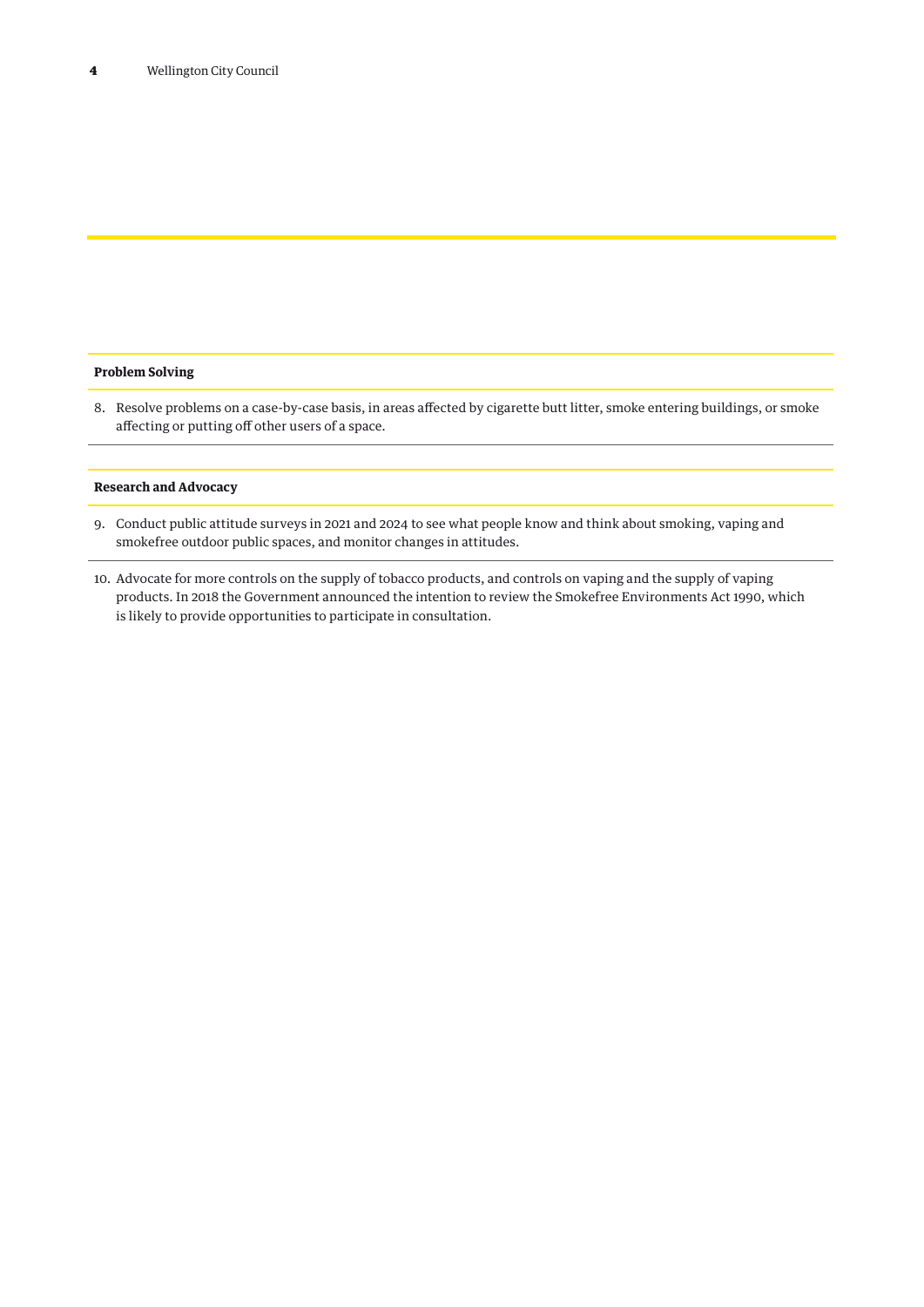**Problem Solving**

8. Resolve problems on a case-by-case basis, in areas affected by cigarette butt litter, smoke entering buildings, or smoke affecting or putting off other users of a space.

**Research and Advocacy**

9. Conduct public attitude surveys in 2021 and 2024 to see what people know and think about smoking, vaping and smokefree outdoor public spaces, and monitor changes in attitudes.

10. Advocate for more controls on the supply of tobacco products, and controls on vaping and the supply of vaping products. In 2018 the Government announced the intention to review the Smokefree Environments Act 1990, which is likely to provide opportunities to participate in consultation.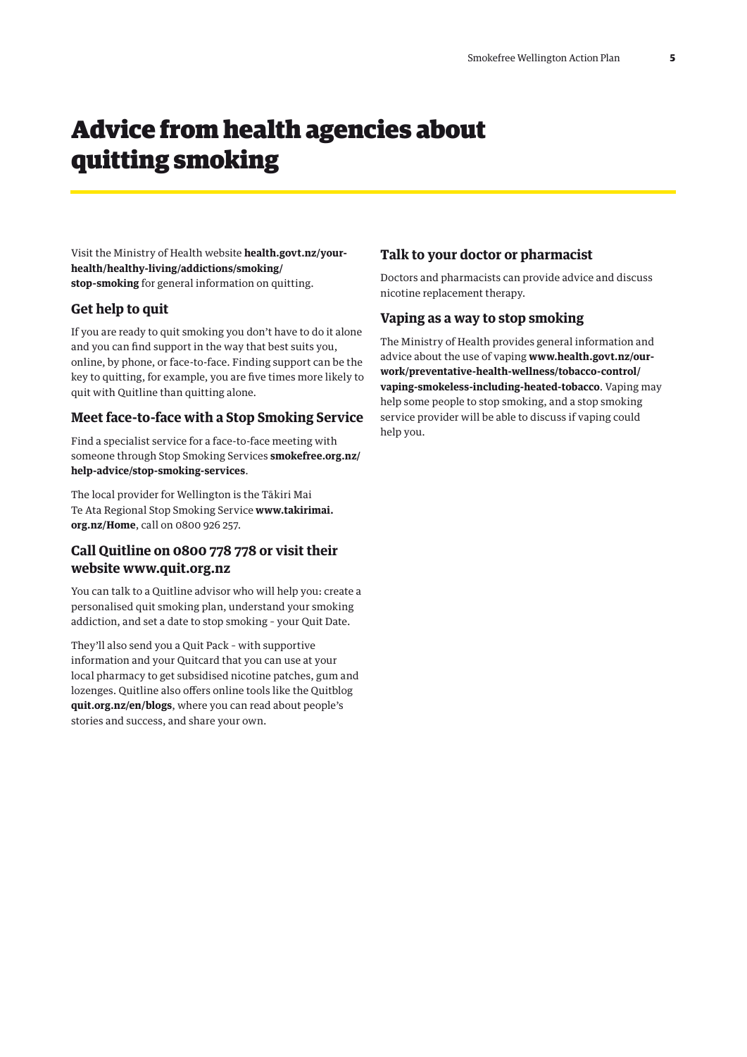# Advice from health agencies about quitting smoking

Visit the Ministry of Health website **health.govt.nz/your-health/healthy-living/addictions/smoking/stop-smoking** for general information on quitting.

### Get help to quit

If you are ready to quit smoking you don't have to do it alone and you can find support in the way that best suits you, online, by phone, or face-to-face. Finding support can be the key to quitting, for example, you are five times more likely to quit with Quitline than quitting alone.

### Meet face-to-face with a Stop Smoking Service

Find a specialist service for a face-to-face meeting with someone through Stop Smoking Services **smokefree.org.nz/help-advice/stop-smoking-services**.

The local provider for Wellington is the Tākiri Mai Te Ata Regional Stop Smoking Service **www.takirimai.org.nz/Home**, call on 0800 926 257.

### Call Quitline on 0800 778 778 or visit their website www.quit.org.nz

You can talk to a Quitline advisor who will help you: create a personalised quit smoking plan, understand your smoking addiction, and set a date to stop smoking - your Quit Date.

They'll also send you a Quit Pack - with supportive information and your Quitcard that you can use at your local pharmacy to get subsidised nicotine patches, gum and lozenges. Quitline also offers online tools like the Quitblog **quit.org.nz/en/blogs**, where you can read about people's stories and success, and share your own.

### Talk to your doctor or pharmacist

Doctors and pharmacists can provide advice and discuss nicotine replacement therapy.

### Vaping as a way to stop smoking

The Ministry of Health provides general information and advice about the use of vaping **www.health.govt.nz/our-work/preventative-health-wellness/tobacco-control/vaping-smokeless-including-heated-tobacco**. Vaping may help some people to stop smoking, and a stop smoking service provider will be able to discuss if vaping could help you.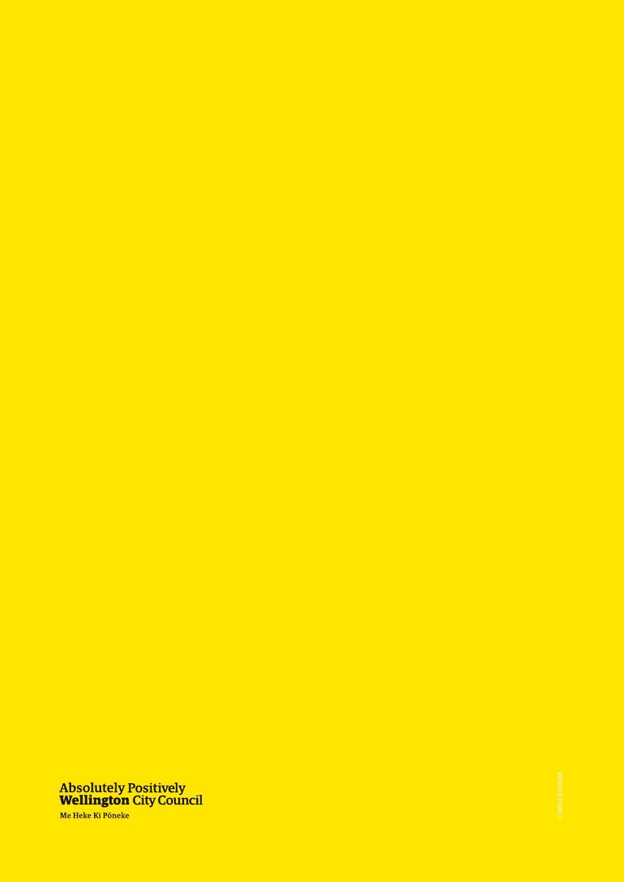Absolutely Positively
**Wellington** City Council

Me Heke Ki Pōneke

CSWCC.K08038